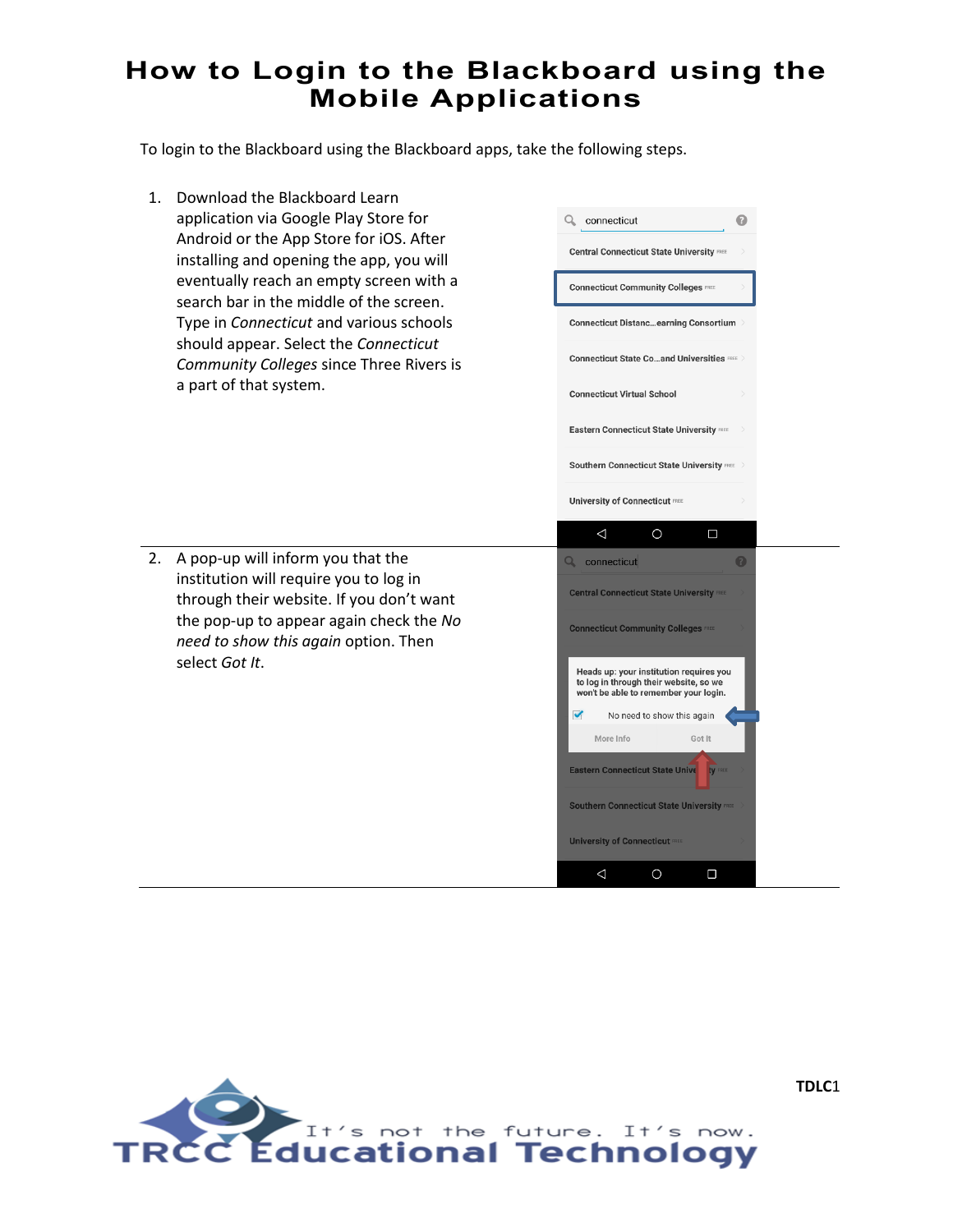# How to Login to the Blackboard using the Mobile Applications

To login to the Blackboard using the Blackboard apps, take the following steps.

1. Download the Blackboard Learn application via Google Play Store for Android or the App Store for iOS. After installing and opening the app, you will eventually reach an empty screen with a search bar in the middle of the screen. Type in *Connecticut* and various schools should appear. Select the *Connecticut Community Colleges* since Three Rivers is a part of that system.

2. A pop-up will inform you that the institution will require you to log in through their website. If you don't want the pop-up to appear again check the *No need to show this again* option. Then select *Got It*.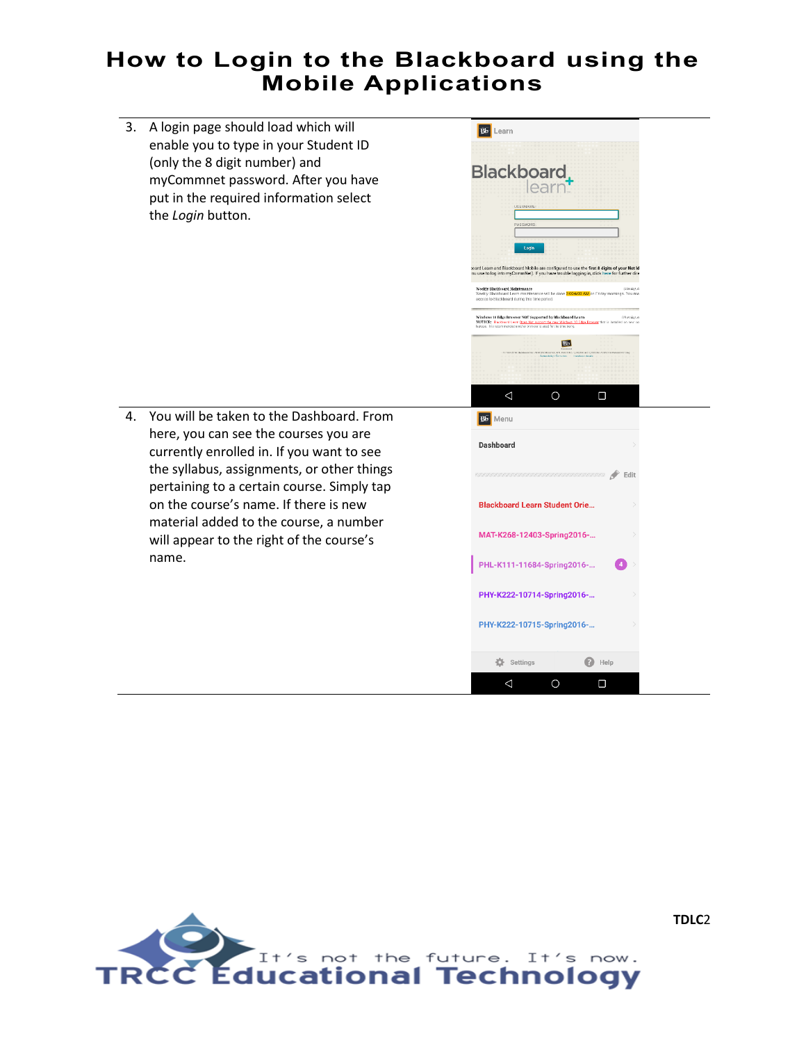# How to Login to the Blackboard using the Mobile Applications

3. A login page should load which will enable you to type in your Student ID (only the 8 digit number) and myCommnet password. After you have put in the required information select the *Login* button.

4. You will be taken to the Dashboard. From here, you can see the courses you are currently enrolled in. If you want to see the syllabus, assignments, or other things pertaining to a certain course. Simply tap on the course's name. If there is new material added to the course, a number will appear to the right of the course's name.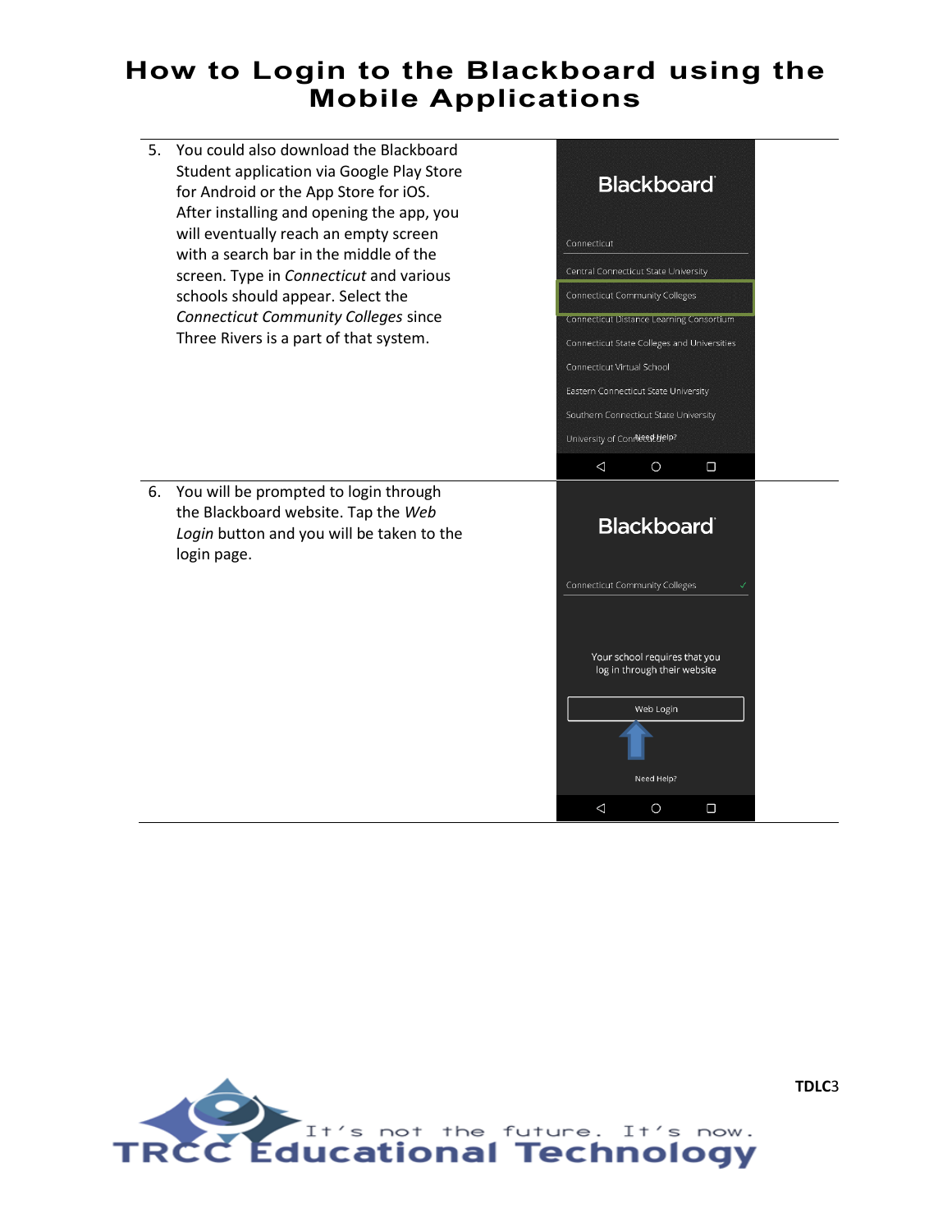# How to Login to the Blackboard using the Mobile Applications

5. You could also download the Blackboard Student application via Google Play Store for Android or the App Store for iOS. After installing and opening the app, you will eventually reach an empty screen with a search bar in the middle of the screen. Type in *Connecticut* and various schools should appear. Select the *Connecticut Community Colleges* since Three Rivers is a part of that system.

6. You will be prompted to login through the Blackboard website. Tap the *Web Login* button and you will be taken to the login page.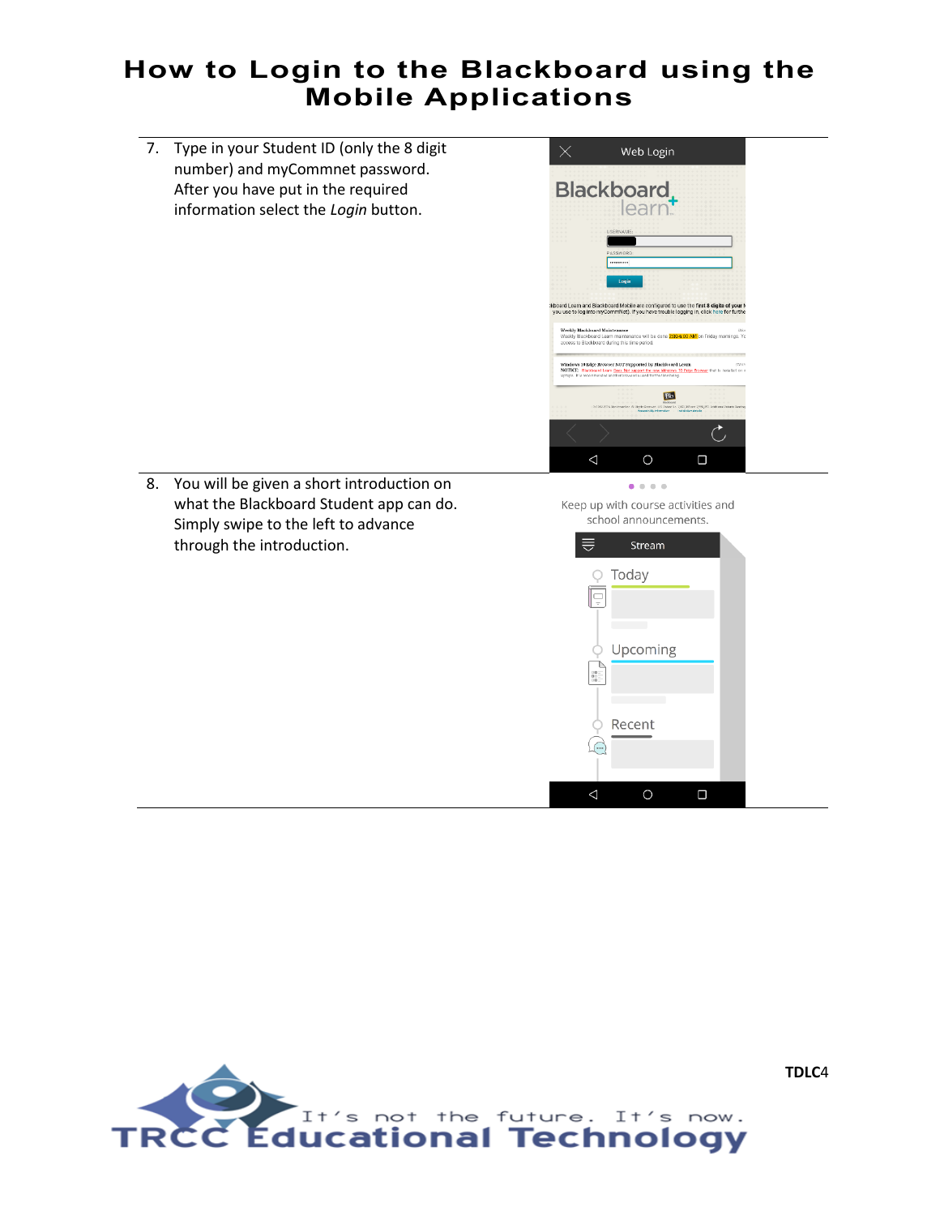# How to Login to the Blackboard using the Mobile Applications

7. Type in your Student ID (only the 8 digit number) and myCommnet password. After you have put in the required information select the *Login* button.

8. You will be given a short introduction on what the Blackboard Student app can do. Simply swipe to the left to advance through the introduction.

TDLC4

It's not the future. It's now.
TRCC Educational Technology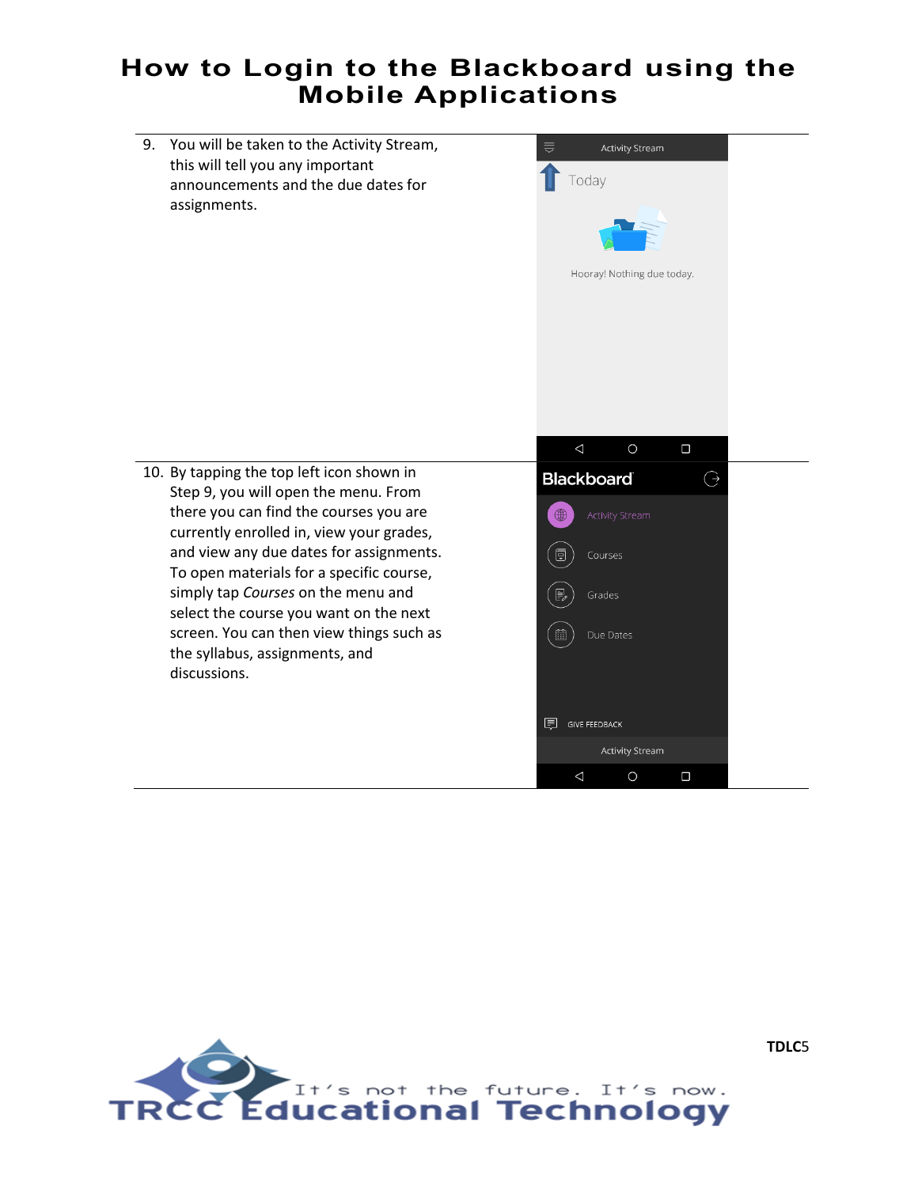# How to Login to the Blackboard using the Mobile Applications

9. You will be taken to the Activity Stream, this will tell you any important announcements and the due dates for assignments.

10. By tapping the top left icon shown in Step 9, you will open the menu. From there you can find the courses you are currently enrolled in, view your grades, and view any due dates for assignments. To open materials for a specific course, simply tap *Courses* on the menu and select the course you want on the next screen. You can then view things such as the syllabus, assignments, and discussions.